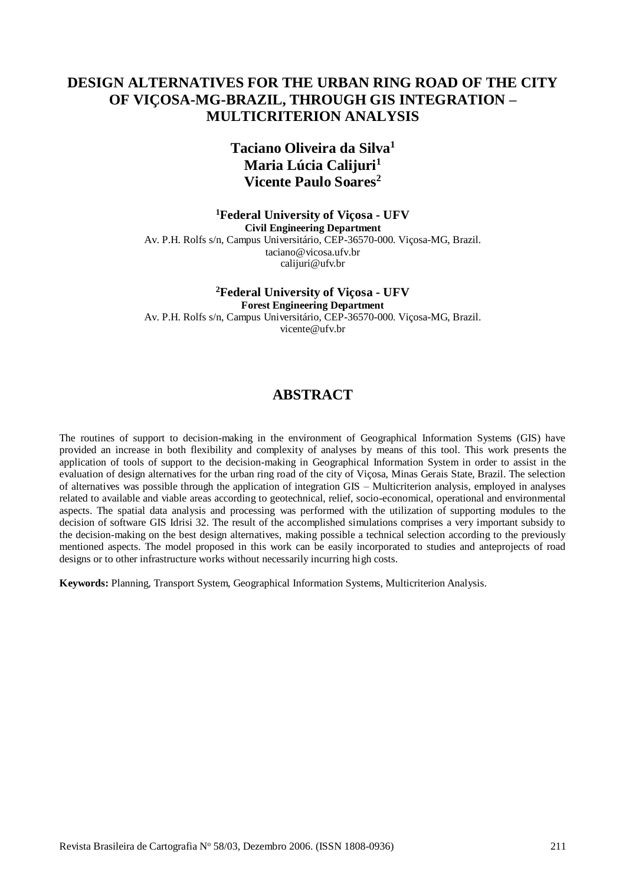# DESIGN ALTERNATIVES FOR THE URBAN RING ROAD OF THE CITY OF VIÇOSA-MG-BRAZIL, THROUGH GIS INTEGRATION – MULTICRITERION ANALYSIS

**Taciano Oliveira da Silva[1]**
**Maria Lúcia Calijuri[1]**
**Vicente Paulo Soares[2]**

**[1]Federal University of Viçosa - UFV**
**Civil Engineering Department**
Av. P.H. Rolfs s/n, Campus Universitário, CEP-36570-000. Viçosa-MG, Brazil.
taciano@vicosa.ufv.br
calijuri@ufv.br

**[2]Federal University of Viçosa - UFV**
**Forest Engineering Department**
Av. P.H. Rolfs s/n, Campus Universitário, CEP-36570-000. Viçosa-MG, Brazil.
vicente@ufv.br

## ABSTRACT

The routines of support to decision-making in the environment of Geographical Information Systems (GIS) have provided an increase in both flexibility and complexity of analyses by means of this tool. This work presents the application of tools of support to the decision-making in Geographical Information System in order to assist in the evaluation of design alternatives for the urban ring road of the city of Viçosa, Minas Gerais State, Brazil. The selection of alternatives was possible through the application of integration GIS – Multicriterion analysis, employed in analyses related to available and viable areas according to geotechnical, relief, socio-economical, operational and environmental aspects. The spatial data analysis and processing was performed with the utilization of supporting modules to the decision of software GIS Idrisi 32. The result of the accomplished simulations comprises a very important subsidy to the decision-making on the best design alternatives, making possible a technical selection according to the previously mentioned aspects. The model proposed in this work can be easily incorporated to studies and anteprojects of road designs or to other infrastructure works without necessarily incurring high costs.

**Keywords:** Planning, Transport System, Geographical Information Systems, Multicriterion Analysis.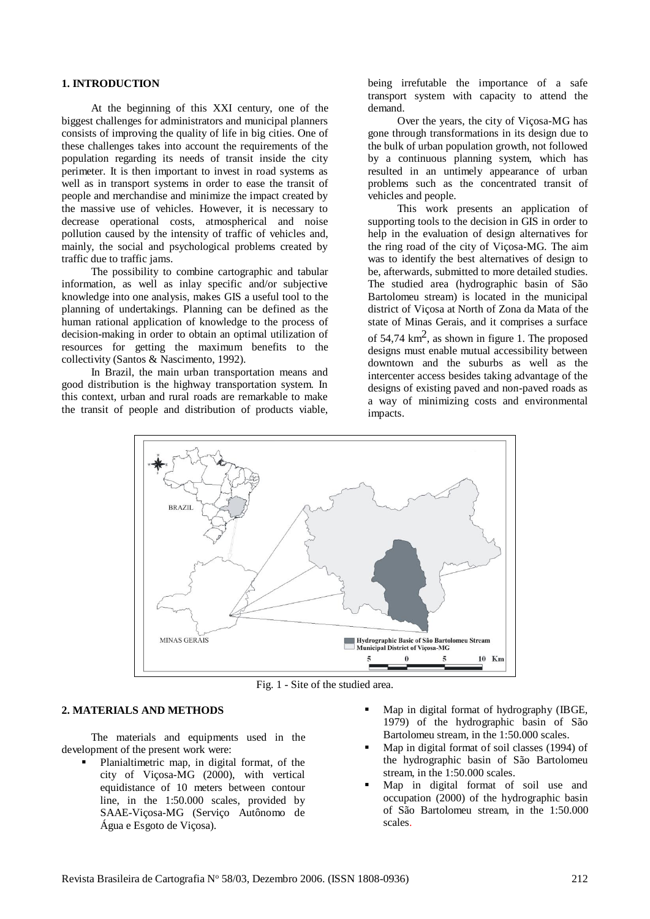## 1. INTRODUCTION

At the beginning of this XXI century, one of the biggest challenges for administrators and municipal planners consists of improving the quality of life in big cities. One of these challenges takes into account the requirements of the population regarding its needs of transit inside the city perimeter. It is then important to invest in road systems as well as in transport systems in order to ease the transit of people and merchandise and minimize the impact created by the massive use of vehicles. However, it is necessary to decrease operational costs, atmospherical and noise pollution caused by the intensity of traffic of vehicles and, mainly, the social and psychological problems created by traffic due to traffic jams.

The possibility to combine cartographic and tabular information, as well as inlay specific and/or subjective knowledge into one analysis, makes GIS a useful tool to the planning of undertakings. Planning can be defined as the human rational application of knowledge to the process of decision-making in order to obtain an optimal utilization of resources for getting the maximum benefits to the collectivity (Santos & Nascimento, 1992).

In Brazil, the main urban transportation means and good distribution is the highway transportation system. In this context, urban and rural roads are remarkable to make the transit of people and distribution of products viable, being irrefutable the importance of a safe transport system with capacity to attend the demand.

Over the years, the city of Viçosa-MG has gone through transformations in its design due to the bulk of urban population growth, not followed by a continuous planning system, which has resulted in an untimely appearance of urban problems such as the concentrated transit of vehicles and people.

This work presents an application of supporting tools to the decision in GIS in order to help in the evaluation of design alternatives for the ring road of the city of Viçosa-MG. The aim was to identify the best alternatives of design to be, afterwards, submitted to more detailed studies. The studied area (hydrographic basin of São Bartolomeu stream) is located in the municipal district of Viçosa at North of Zona da Mata of the state of Minas Gerais, and it comprises a surface of 54,74 km$^2$, as shown in figure 1. The proposed designs must enable mutual accessibility between downtown and the suburbs as well as the intercenter access besides taking advantage of the designs of existing paved and non-paved roads as a way of minimizing costs and environmental impacts.

Fig. 1 - Site of the studied area.

## 2. MATERIALS AND METHODS

The materials and equipments used in the development of the present work were:

- Planialtimetric map, in digital format, of the city of Viçosa-MG (2000), with vertical equidistance of 10 meters between contour line, in the 1:50.000 scales, provided by SAAE-Viçosa-MG (Serviço Autônomo de Água e Esgoto de Viçosa).
- Map in digital format of hydrography (IBGE, 1979) of the hydrographic basin of São Bartolomeu stream, in the 1:50.000 scales.
- Map in digital format of soil classes (1994) of the hydrographic basin of São Bartolomeu stream, in the 1:50.000 scales.
- Map in digital format of soil use and occupation (2000) of the hydrographic basin of São Bartolomeu stream, in the 1:50.000 scales.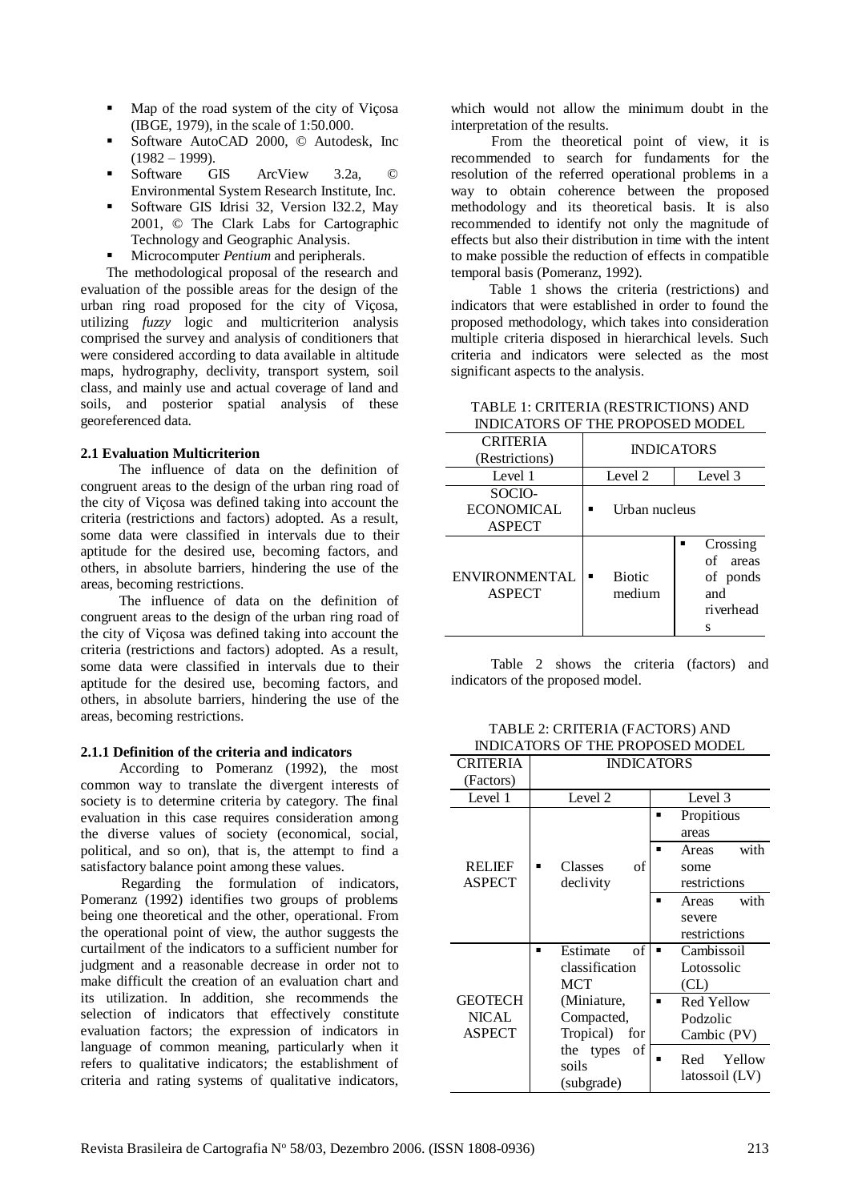- Map of the road system of the city of Viçosa (IBGE, 1979), in the scale of 1:50.000.
- Software AutoCAD 2000, © Autodesk, Inc (1982 – 1999).
- Software GIS ArcView 3.2a, © Environmental System Research Institute, Inc.
- Software GIS Idrisi 32, Version l32.2, May 2001, © The Clark Labs for Cartographic Technology and Geographic Analysis.
- Microcomputer *Pentium* and peripherals.

The methodological proposal of the research and evaluation of the possible areas for the design of the urban ring road proposed for the city of Viçosa, utilizing *fuzzy* logic and multicriterion analysis comprised the survey and analysis of conditioners that were considered according to data available in altitude maps, hydrography, declivity, transport system, soil class, and mainly use and actual coverage of land and soils, and posterior spatial analysis of these georeferenced data.

**2.1 Evaluation Multicriterion**

The influence of data on the definition of congruent areas to the design of the urban ring road of the city of Viçosa was defined taking into account the criteria (restrictions and factors) adopted. As a result, some data were classified in intervals due to their aptitude for the desired use, becoming factors, and others, in absolute barriers, hindering the use of the areas, becoming restrictions.

The influence of data on the definition of congruent areas to the design of the urban ring road of the city of Viçosa was defined taking into account the criteria (restrictions and factors) adopted. As a result, some data were classified in intervals due to their aptitude for the desired use, becoming factors, and others, in absolute barriers, hindering the use of the areas, becoming restrictions.

**2.1.1 Definition of the criteria and indicators**

According to Pomeranz (1992), the most common way to translate the divergent interests of society is to determine criteria by category. The final evaluation in this case requires consideration among the diverse values of society (economical, social, political, and so on), that is, the attempt to find a satisfactory balance point among these values.

Regarding the formulation of indicators, Pomeranz (1992) identifies two groups of problems being one theoretical and the other, operational. From the operational point of view, the author suggests the curtailment of the indicators to a sufficient number for judgment and a reasonable decrease in order not to make difficult the creation of an evaluation chart and its utilization. In addition, she recommends the selection of indicators that effectively constitute evaluation factors; the expression of indicators in language of common meaning, particularly when it refers to qualitative indicators; the establishment of criteria and rating systems of qualitative indicators, which would not allow the minimum doubt in the interpretation of the results.

From the theoretical point of view, it is recommended to search for fundaments for the resolution of the referred operational problems in a way to obtain coherence between the proposed methodology and its theoretical basis. It is also recommended to identify not only the magnitude of effects but also their distribution in time with the intent to make possible the reduction of effects in compatible temporal basis (Pomeranz, 1992).

Table 1 shows the criteria (restrictions) and indicators that were established in order to found the proposed methodology, which takes into consideration multiple criteria disposed in hierarchical levels. Such criteria and indicators were selected as the most significant aspects to the analysis.

TABLE 1: CRITERIA (RESTRICTIONS) AND INDICATORS OF THE PROPOSED MODEL

| CRITERIA (Restrictions) | INDICATORS | |
|---|---|---|
| Level 1 | Level 2 | Level 3 |
| SOCIO-ECONOMICAL ASPECT | ▪ Urban nucleus | |
| ENVIRONMENTAL ASPECT | ▪ Biotic medium | ▪ Crossing of areas of ponds and riverheads |

Table 2 shows the criteria (factors) and indicators of the proposed model.

TABLE 2: CRITERIA (FACTORS) AND INDICATORS OF THE PROPOSED MODEL

| CRITERIA (Factors) | INDICATORS | |
|---|---|---|
| Level 1 | Level 2 | Level 3 |
| RELIEF ASPECT | ▪ Classes of declivity | ▪ Propitious areas |
| | | ▪ Areas with some restrictions |
| | | ▪ Areas with severe restrictions |
| GEOTECHNICAL ASPECT | ▪ Estimate of classification MCT (Miniature, Compacted, Tropical) for the types of soils (subgrade) | ▪ Cambissoil Lotossolic (CL) |
| | | ▪ Red Yellow Podzolic Cambic (PV) |
| | | ▪ Red Yellow latossoil (LV) |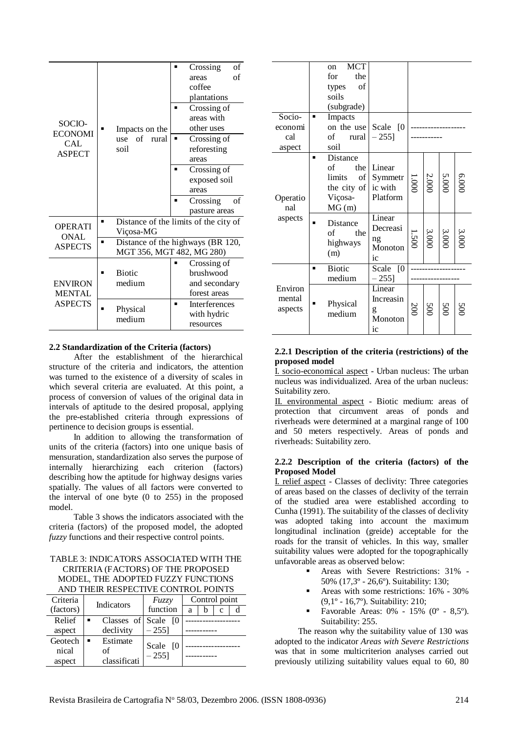| | | |
|---|---|---|
| SOCIO-ECONOMICAL ASPECT | ▪ Impacts on the use of rural soil | ▪ Crossing of areas of coffee plantations |
| | | ▪ Crossing of areas with other uses |
| | | ▪ Crossing of reforesting areas |
| | | ▪ Crossing of exposed soil areas |
| | | ▪ Crossing of pasture areas |
| OPERATIONAL ASPECTS | ▪ Distance of the limits of the city of Viçosa-MG | |
| | ▪ Distance of the highways (BR 120, MGT 356, MGT 482, MG 280) | |
| ENVIRONMENTAL ASPECTS | ▪ Biotic medium | ▪ Crossing of brushwood and secondary forest areas |
| | ▪ Physical medium | ▪ Interferences with hydric resources |

### 2.2 Standardization of the Criteria (factors)

After the establishment of the hierarchical structure of the criteria and indicators, the attention was turned to the existence of a diversity of scales in which several criteria are evaluated. At this point, a process of conversion of values of the original data in intervals of aptitude to the desired proposal, applying the pre-established criteria through expressions of pertinence to decision groups is essential.

In addition to allowing the transformation of units of the criteria (factors) into one unique basis of mensuration, standardization also serves the purpose of internally hierarchizing each criterion (factors) describing how the aptitude for highway designs varies spatially. The values of all factors were converted to the interval of one byte (0 to 255) in the proposed model.

Table 3 shows the indicators associated with the criteria (factors) of the proposed model, the adopted *fuzzy* functions and their respective control points.

TABLE 3: INDICATORS ASSOCIATED WITH THE CRITERIA (FACTORS) OF THE PROPOSED MODEL, THE ADOPTED FUZZY FUNCTIONS AND THEIR RESPECTIVE CONTROL POINTS

| Criteria (factors) | Indicators | *Fuzzy* function | Control point a | b | c | d |
|---|---|---|---|---|---|---|
| Relief aspect | ▪ Classes of declivity | Scale [0 – 255] | ------------------- | | | |
| Geotechnical aspect | ▪ Estimate of classification on MCT for the types of soils (subgrade) | Scale [0 – 255] | ------------------- | | | |
| Socio-economical aspect | ▪ Impacts on the use of rural soil | Scale [0 – 255] | ------------------- | | | |
| Operational aspects | ▪ Distance of the limits of the city of Viçosa-MG (m) | Linear Symmetric with Platform | 1.000 | 2.000 | 5.000 | 6.000 |
| | ▪ Distance of the highways (m) | Linear Decreasing Monotonic | 1.500 | 3.000 | 3.000 | 3.000 |
| Environmental aspects | ▪ Biotic medium | Scale [0 – 255] | ------------------- | | | |
| | ▪ Physical medium | Linear Increasing Monotonic | 200 | 500 | 500 | 500 |

#### 2.2.1 Description of the criteria (restrictions) of the proposed model

<u>I. socio-economical aspect</u> - Urban nucleus: The urban nucleus was individualized. Area of the urban nucleus: Suitability zero.

<u>II. environmental aspect</u> - Biotic medium: areas of protection that circumvent areas of ponds and riverheads were determined at a marginal range of 100 and 50 meters respectively. Areas of ponds and riverheads: Suitability zero.

#### 2.2.2 Description of the criteria (factors) of the Proposed Model

<u>I. relief aspect</u> - Classes of declivity: Three categories of areas based on the classes of declivity of the terrain of the studied area were established according to Cunha (1991). The suitability of the classes of declivity was adopted taking into account the maximum longitudinal inclination (greide) acceptable for the roads for the transit of vehicles. In this way, smaller suitability values were adopted for the topographically unfavorable areas as observed below:

- Areas with Severe Restrictions: 31% - 50% (17,3º - 26,6º). Suitability: 130;
- Areas with some restrictions: 16% - 30% (9,1º - 16,7º). Suitability: 210;
- Favorable Areas: 0% - 15% (0º - 8,5º). Suitability: 255.

The reason why the suitability value of 130 was adopted to the indicator *Areas with Severe Restrictions* was that in some multicriterion analyses carried out previously utilizing suitability values equal to 60, 80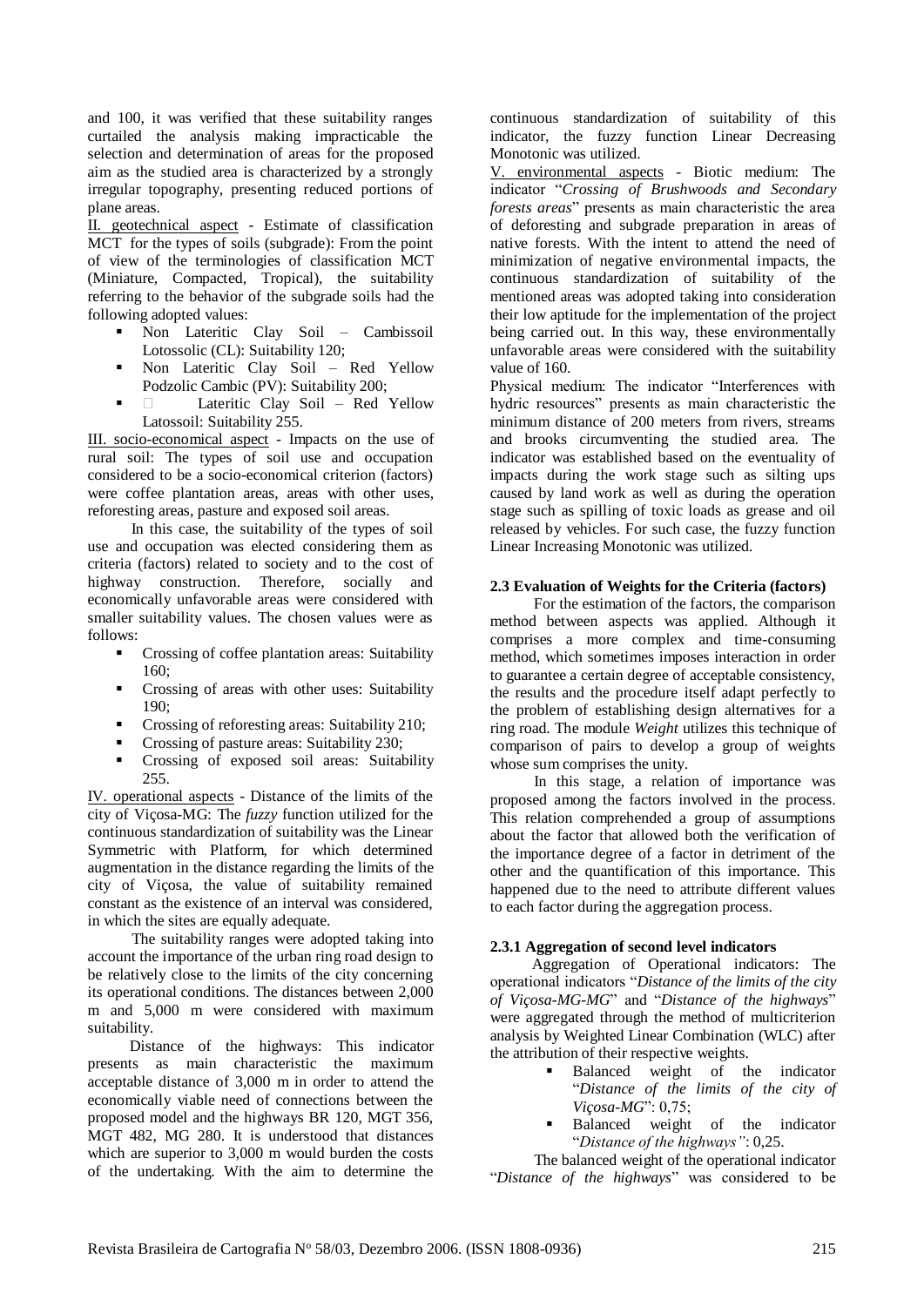and 100, it was verified that these suitability ranges curtailed the analysis making impracticable the selection and determination of areas for the proposed aim as the studied area is characterized by a strongly irregular topography, presenting reduced portions of plane areas.

II. geotechnical aspect - Estimate of classification MCT for the types of soils (subgrade): From the point of view of the terminologies of classification MCT (Miniature, Compacted, Tropical), the suitability referring to the behavior of the subgrade soils had the following adopted values:

- Non Lateritic Clay Soil – Cambissoil Lotossolic (CL): Suitability 120;
- Non Lateritic Clay Soil – Red Yellow Podzolic Cambic (PV): Suitability 200;
- Lateritic Clay Soil – Red Yellow Latossoil: Suitability 255.

III. socio-economical aspect - Impacts on the use of rural soil: The types of soil use and occupation considered to be a socio-economical criterion (factors) were coffee plantation areas, areas with other uses, reforesting areas, pasture and exposed soil areas.

In this case, the suitability of the types of soil use and occupation was elected considering them as criteria (factors) related to society and to the cost of highway construction. Therefore, socially and economically unfavorable areas were considered with smaller suitability values. The chosen values were as follows:

- Crossing of coffee plantation areas: Suitability 160;
- Crossing of areas with other uses: Suitability 190;
- Crossing of reforesting areas: Suitability 210;
- Crossing of pasture areas: Suitability 230;
- Crossing of exposed soil areas: Suitability 255.

IV. operational aspects - Distance of the limits of the city of Viçosa-MG: The *fuzzy* function utilized for the continuous standardization of suitability was the Linear Symmetric with Platform, for which determined augmentation in the distance regarding the limits of the city of Viçosa, the value of suitability remained constant as the existence of an interval was considered, in which the sites are equally adequate.

The suitability ranges were adopted taking into account the importance of the urban ring road design to be relatively close to the limits of the city concerning its operational conditions. The distances between 2,000 m and 5,000 m were considered with maximum suitability.

Distance of the highways: This indicator presents as main characteristic the maximum acceptable distance of 3,000 m in order to attend the economically viable need of connections between the proposed model and the highways BR 120, MGT 356, MGT 482, MG 280. It is understood that distances which are superior to 3,000 m would burden the costs of the undertaking. With the aim to determine the continuous standardization of suitability of this indicator, the fuzzy function Linear Decreasing Monotonic was utilized.

V. environmental aspects - Biotic medium: The indicator "*Crossing of Brushwoods and Secondary forests areas*" presents as main characteristic the area of deforesting and subgrade preparation in areas of native forests. With the intent to attend the need of minimization of negative environmental impacts, the continuous standardization of suitability of the mentioned areas was adopted taking into consideration their low aptitude for the implementation of the project being carried out. In this way, these environmentally unfavorable areas were considered with the suitability value of 160.

Physical medium: The indicator "Interferences with hydric resources" presents as main characteristic the minimum distance of 200 meters from rivers, streams and brooks circumventing the studied area. The indicator was established based on the eventuality of impacts during the work stage such as silting ups caused by land work as well as during the operation stage such as spilling of toxic loads as grease and oil released by vehicles. For such case, the fuzzy function Linear Increasing Monotonic was utilized.

### 2.3 Evaluation of Weights for the Criteria (factors)

For the estimation of the factors, the comparison method between aspects was applied. Although it comprises a more complex and time-consuming method, which sometimes imposes interaction in order to guarantee a certain degree of acceptable consistency, the results and the procedure itself adapt perfectly to the problem of establishing design alternatives for a ring road. The module *Weight* utilizes this technique of comparison of pairs to develop a group of weights whose sum comprises the unity.

In this stage, a relation of importance was proposed among the factors involved in the process. This relation comprehended a group of assumptions about the factor that allowed both the verification of the importance degree of a factor in detriment of the other and the quantification of this importance. This happened due to the need to attribute different values to each factor during the aggregation process.

#### 2.3.1 Aggregation of second level indicators

Aggregation of Operational indicators: The operational indicators "*Distance of the limits of the city of Viçosa-MG-MG*" and "*Distance of the highways*" were aggregated through the method of multicriterion analysis by Weighted Linear Combination (WLC) after the attribution of their respective weights.

- Balanced weight of the indicator "*Distance of the limits of the city of Viçosa-MG*": 0,75;
- Balanced weight of the indicator "*Distance of the highways"*: 0,25.

The balanced weight of the operational indicator "*Distance of the highways*" was considered to be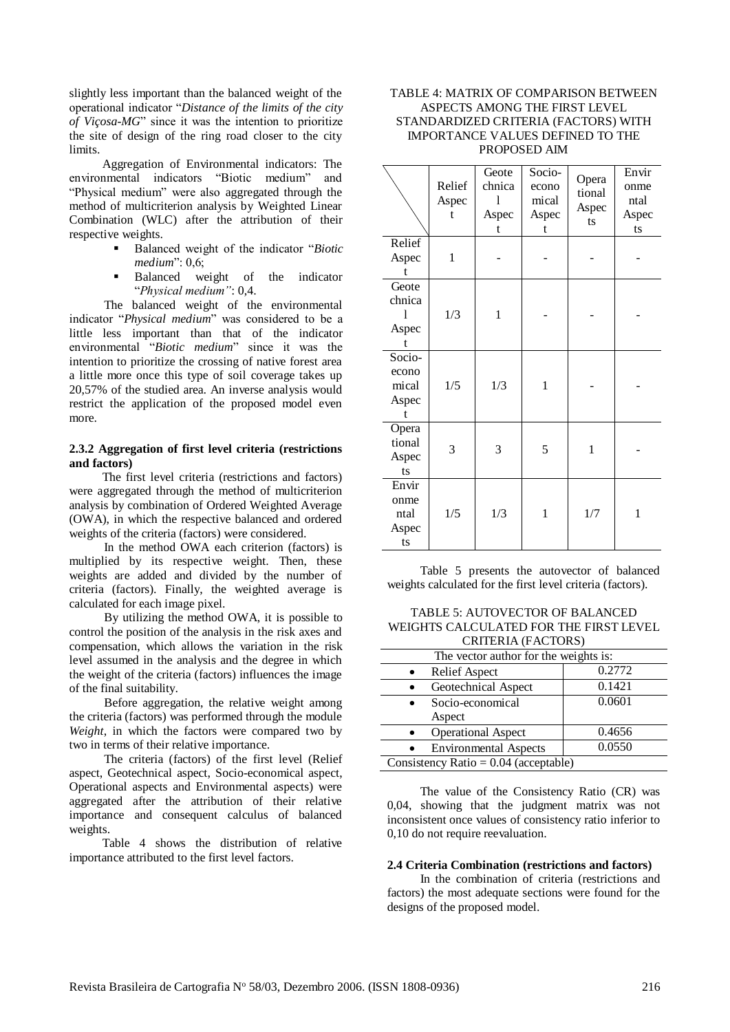slightly less important than the balanced weight of the operational indicator "*Distance of the limits of the city of Viçosa-MG*" since it was the intention to prioritize the site of design of the ring road closer to the city limits.

Aggregation of Environmental indicators: The environmental indicators "Biotic medium" and "Physical medium" were also aggregated through the method of multicriterion analysis by Weighted Linear Combination (WLC) after the attribution of their respective weights.

- Balanced weight of the indicator "*Biotic medium*": 0,6;
- Balanced weight of the indicator "*Physical medium"*: 0,4.

The balanced weight of the environmental indicator "*Physical medium*" was considered to be a little less important than that of the indicator environmental "*Biotic medium*" since it was the intention to prioritize the crossing of native forest area a little more once this type of soil coverage takes up 20,57% of the studied area. An inverse analysis would restrict the application of the proposed model even more.

**2.3.2 Aggregation of first level criteria (restrictions and factors)**

The first level criteria (restrictions and factors) were aggregated through the method of multicriterion analysis by combination of Ordered Weighted Average (OWA), in which the respective balanced and ordered weights of the criteria (factors) were considered.

In the method OWA each criterion (factors) is multiplied by its respective weight. Then, these weights are added and divided by the number of criteria (factors). Finally, the weighted average is calculated for each image pixel.

By utilizing the method OWA, it is possible to control the position of the analysis in the risk axes and compensation, which allows the variation in the risk level assumed in the analysis and the degree in which the weight of the criteria (factors) influences the image of the final suitability.

Before aggregation, the relative weight among the criteria (factors) was performed through the module *Weight*, in which the factors were compared two by two in terms of their relative importance.

The criteria (factors) of the first level (Relief aspect, Geotechnical aspect, Socio-economical aspect, Operational aspects and Environmental aspects) were aggregated after the attribution of their relative importance and consequent calculus of balanced weights.

Table 4 shows the distribution of relative importance attributed to the first level factors.

TABLE 4: MATRIX OF COMPARISON BETWEEN ASPECTS AMONG THE FIRST LEVEL STANDARDIZED CRITERIA (FACTORS) WITH IMPORTANCE VALUES DEFINED TO THE PROPOSED AIM

| | Relief Aspect | Geotechnical Aspect | Socio-economical Aspect | Operational Aspects | Environmental Aspects |
|---|---|---|---|---|---|
| Relief Aspect | 1 | - | - | - | - |
| Geotechnical Aspect | 1/3 | 1 | - | - | - |
| Socio-economical Aspect | 1/5 | 1/3 | 1 | - | - |
| Operational Aspects | 3 | 3 | 5 | 1 | - |
| Environmental Aspects | 1/5 | 1/3 | 1 | 1/7 | 1 |

Table 5 presents the autovector of balanced weights calculated for the first level criteria (factors).

TABLE 5: AUTOVECTOR OF BALANCED WEIGHTS CALCULATED FOR THE FIRST LEVEL CRITERIA (FACTORS)

| The vector author for the weights is: | |
|---|---|
| • Relief Aspect | 0.2772 |
| • Geotechnical Aspect | 0.1421 |
| • Socio-economical Aspect | 0.0601 |
| • Operational Aspect | 0.4656 |
| • Environmental Aspects | 0.0550 |
| Consistency Ratio = 0.04 (acceptable) | |

The value of the Consistency Ratio (CR) was 0,04, showing that the judgment matrix was not inconsistent once values of consistency ratio inferior to 0,10 do not require reevaluation.

**2.4 Criteria Combination (restrictions and factors)**

In the combination of criteria (restrictions and factors) the most adequate sections were found for the designs of the proposed model.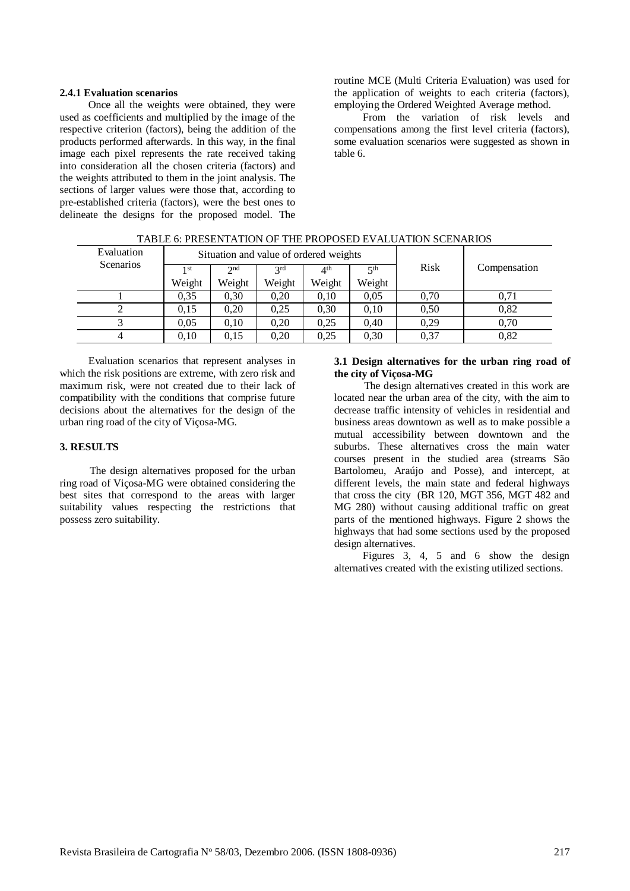#### 2.4.1 Evaluation scenarios

Once all the weights were obtained, they were used as coefficients and multiplied by the image of the respective criterion (factors), being the addition of the products performed afterwards. In this way, in the final image each pixel represents the rate received taking into consideration all the chosen criteria (factors) and the weights attributed to them in the joint analysis. The sections of larger values were those that, according to pre-established criteria (factors), were the best ones to delineate the designs for the proposed model. The routine MCE (Multi Criteria Evaluation) was used for the application of weights to each criteria (factors), employing the Ordered Weighted Average method.

From the variation of risk levels and compensations among the first level criteria (factors), some evaluation scenarios were suggested as shown in table 6.

TABLE 6: PRESENTATION OF THE PROPOSED EVALUATION SCENARIOS

| Evaluation Scenarios | Situation and value of ordered weights | | | | | Risk | Compensation |
|---|---|---|---|---|---|---|---|
| | 1st Weight | 2nd Weight | 3rd Weight | 4th Weight | 5th Weight | | |
| 1 | 0,35 | 0,30 | 0,20 | 0,10 | 0,05 | 0,70 | 0,71 |
| 2 | 0,15 | 0,20 | 0,25 | 0,30 | 0,10 | 0,50 | 0,82 |
| 3 | 0,05 | 0,10 | 0,20 | 0,25 | 0,40 | 0,29 | 0,70 |
| 4 | 0,10 | 0,15 | 0,20 | 0,25 | 0,30 | 0,37 | 0,82 |

Evaluation scenarios that represent analyses in which the risk positions are extreme, with zero risk and maximum risk, were not created due to their lack of compatibility with the conditions that comprise future decisions about the alternatives for the design of the urban ring road of the city of Viçosa-MG.

## 3. RESULTS

The design alternatives proposed for the urban ring road of Viçosa-MG were obtained considering the best sites that correspond to the areas with larger suitability values respecting the restrictions that possess zero suitability.

### 3.1 Design alternatives for the urban ring road of the city of Viçosa-MG

The design alternatives created in this work are located near the urban area of the city, with the aim to decrease traffic intensity of vehicles in residential and business areas downtown as well as to make possible a mutual accessibility between downtown and the suburbs. These alternatives cross the main water courses present in the studied area (streams São Bartolomeu, Araújo and Posse), and intercept, at different levels, the main state and federal highways that cross the city (BR 120, MGT 356, MGT 482 and MG 280) without causing additional traffic on great parts of the mentioned highways. Figure 2 shows the highways that had some sections used by the proposed design alternatives.

Figures 3, 4, 5 and 6 show the design alternatives created with the existing utilized sections.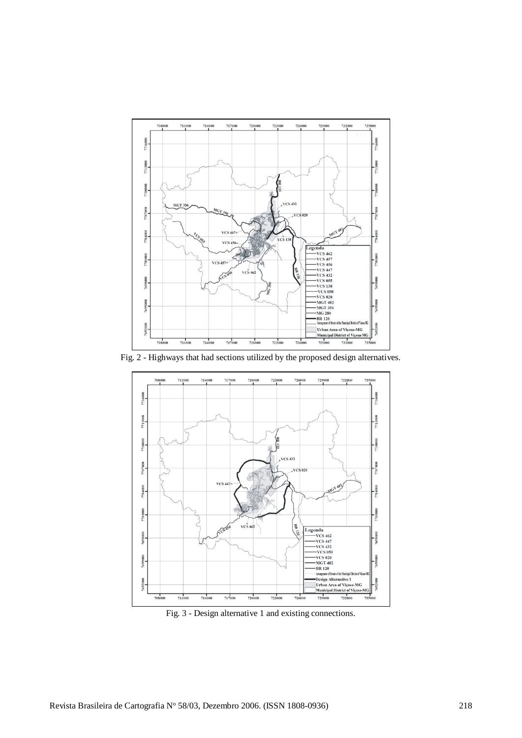Fig. 2 - Highways that had sections utilized by the proposed design alternatives.

Fig. 3 - Design alternative 1 and existing connections.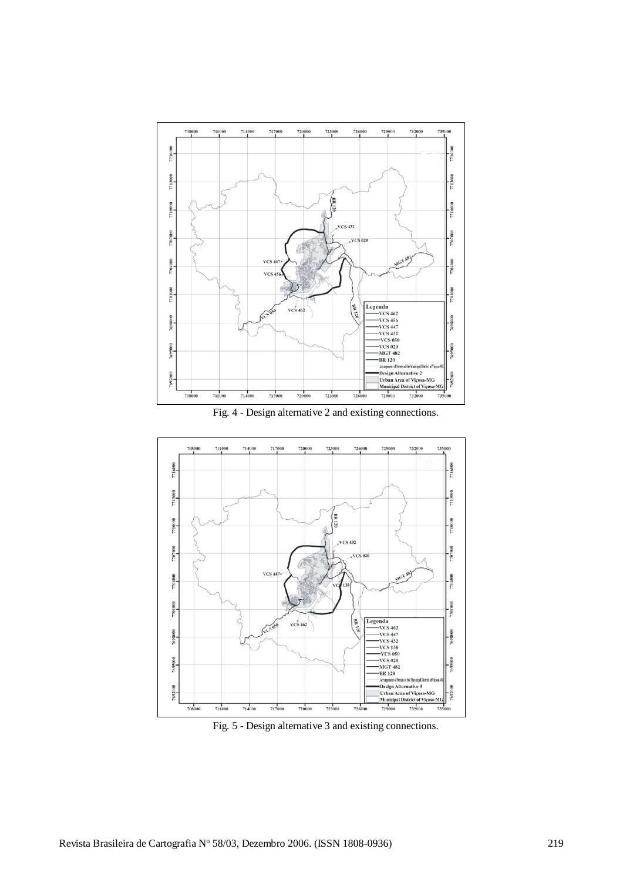Fig. 4 - Design alternative 2 and existing connections.

Fig. 5 - Design alternative 3 and existing connections.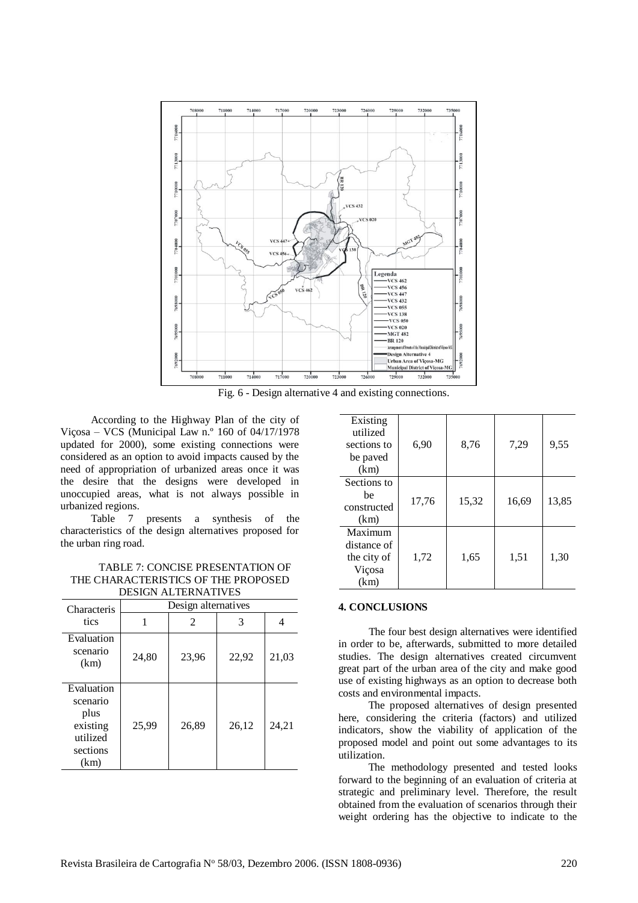Fig. 6 - Design alternative 4 and existing connections.

According to the Highway Plan of the city of Viçosa – VCS (Municipal Law n.º 160 of 04/17/1978 updated for 2000), some existing connections were considered as an option to avoid impacts caused by the need of appropriation of urbanized areas once it was the desire that the designs were developed in unoccupied areas, what is not always possible in urbanized regions.

Table 7 presents a synthesis of the characteristics of the design alternatives proposed for the urban ring road.

TABLE 7: CONCISE PRESENTATION OF THE CHARACTERISTICS OF THE PROPOSED DESIGN ALTERNATIVES

| Characteristics | Design alternatives | | | |
|---|---|---|---|---|
| | 1 | 2 | 3 | 4 |
| Evaluation scenario (km) | 24,80 | 23,96 | 22,92 | 21,03 |
| Evaluation scenario plus existing utilized sections (km) | 25,99 | 26,89 | 26,12 | 24,21 |
| Existing utilized sections to be paved (km) | 6,90 | 8,76 | 7,29 | 9,55 |
| Sections to be constructed (km) | 17,76 | 15,32 | 16,69 | 13,85 |
| Maximum distance of the city of Viçosa (km) | 1,72 | 1,65 | 1,51 | 1,30 |

## 4. CONCLUSIONS

The four best design alternatives were identified in order to be, afterwards, submitted to more detailed studies. The design alternatives created circumvent great part of the urban area of the city and make good use of existing highways as an option to decrease both costs and environmental impacts.

The proposed alternatives of design presented here, considering the criteria (factors) and utilized indicators, show the viability of application of the proposed model and point out some advantages to its utilization.

The methodology presented and tested looks forward to the beginning of an evaluation of criteria at strategic and preliminary level. Therefore, the result obtained from the evaluation of scenarios through their weight ordering has the objective to indicate to the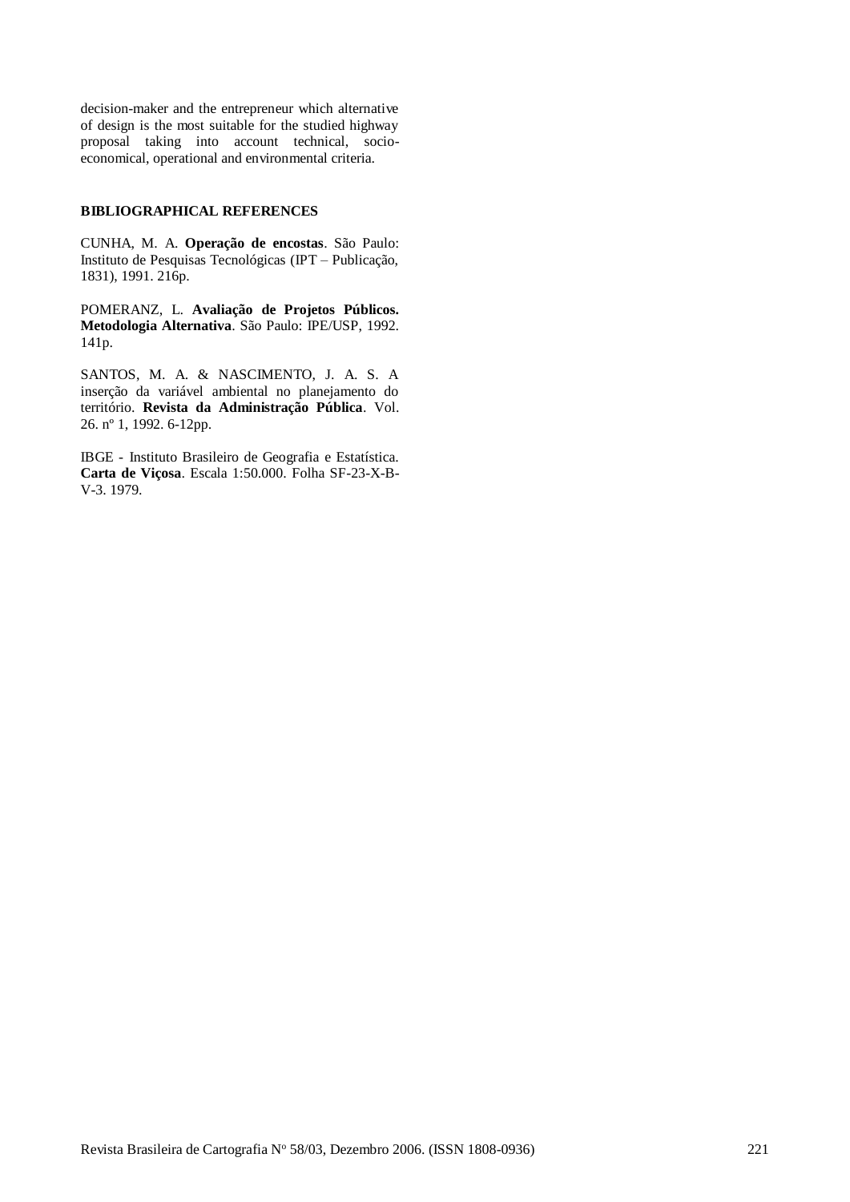decision-maker and the entrepreneur which alternative of design is the most suitable for the studied highway proposal taking into account technical, socio-economical, operational and environmental criteria.

## BIBLIOGRAPHICAL REFERENCES

CUNHA, M. A. **Operação de encostas**. São Paulo: Instituto de Pesquisas Tecnológicas (IPT – Publicação, 1831), 1991. 216p.

POMERANZ, L. **Avaliação de Projetos Públicos. Metodologia Alternativa**. São Paulo: IPE/USP, 1992. 141p.

SANTOS, M. A. & NASCIMENTO, J. A. S. A inserção da variável ambiental no planejamento do território. **Revista da Administração Pública**. Vol. 26. nº 1, 1992. 6-12pp.

IBGE - Instituto Brasileiro de Geografia e Estatística. **Carta de Viçosa**. Escala 1:50.000. Folha SF-23-X-B-V-3. 1979.